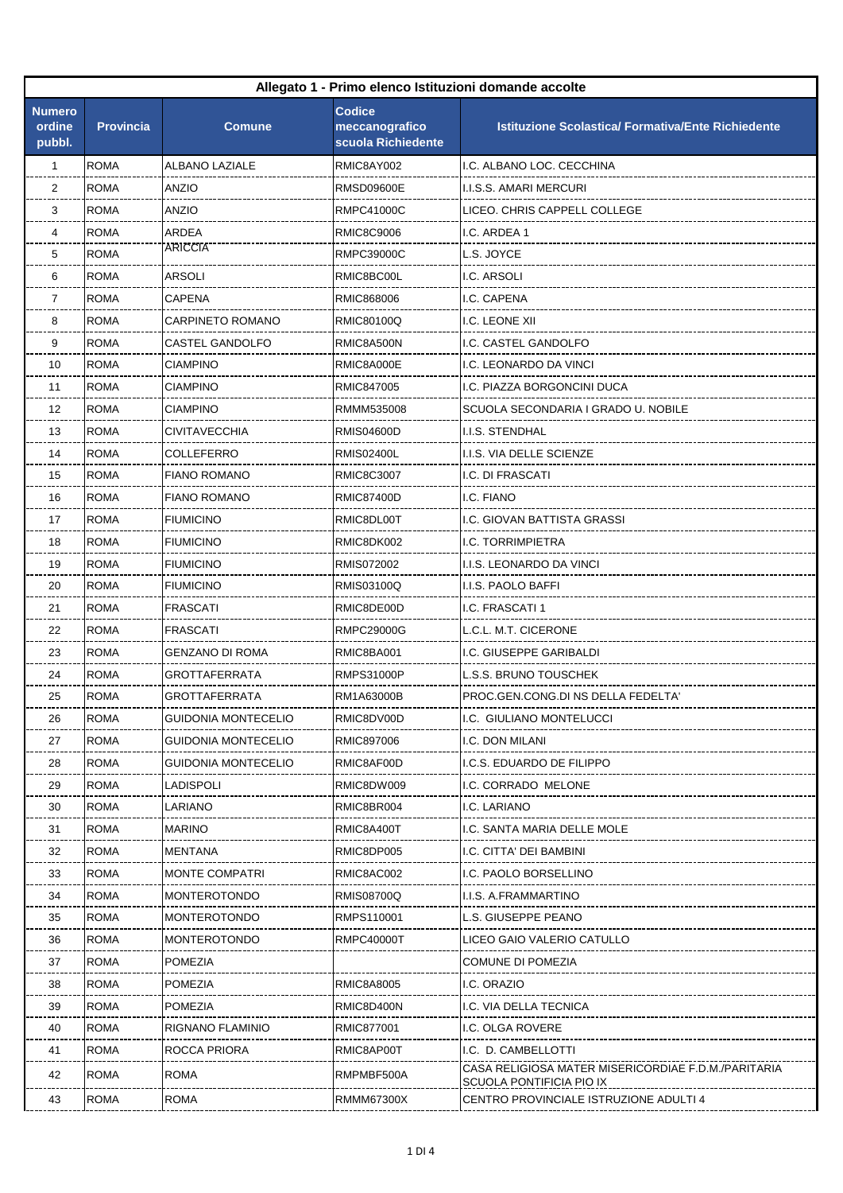| Allegato 1 - Primo elenco Istituzioni domande accolte | | | | |
|---|---|---|---|---|
| **Numero ordine pubbl.** | **Provincia** | **Comune** | **Codice meccanografico scuola Richiedente** | **Istituzione Scolastica/ Formativa/Ente Richiedente** |
| 1 | ROMA | ALBANO LAZIALE | RMIC8AY002 | I.C. ALBANO LOC. CECCHINA |
| 2 | ROMA | ANZIO | RMSD09600E | I.I.S.S. AMARI MERCURI |
| 3 | ROMA | ANZIO | RMPC41000C | LICEO. CHRIS CAPPELL COLLEGE |
| 4 | ROMA | ARDEA | RMIC8C9006 | I.C. ARDEA 1 |
| 5 | ROMA | ARICCIA | RMPC39000C | L.S. JOYCE |
| 6 | ROMA | ARSOLI | RMIC8BC00L | I.C. ARSOLI |
| 7 | ROMA | CAPENA | RMIC868006 | I.C. CAPENA |
| 8 | ROMA | CARPINETO ROMANO | RMIC80100Q | I.C. LEONE XII |
| 9 | ROMA | CASTEL GANDOLFO | RMIC8A500N | I.C. CASTEL GANDOLFO |
| 10 | ROMA | CIAMPINO | RMIC8A000E | I.C. LEONARDO DA VINCI |
| 11 | ROMA | CIAMPINO | RMIC847005 | I.C. PIAZZA BORGONCINI DUCA |
| 12 | ROMA | CIAMPINO | RMMM535008 | SCUOLA SECONDARIA I GRADO U. NOBILE |
| 13 | ROMA | CIVITAVECCHIA | RMIS04600D | I.I.S. STENDHAL |
| 14 | ROMA | COLLEFERRO | RMIS02400L | I.I.S. VIA DELLE SCIENZE |
| 15 | ROMA | FIANO ROMANO | RMIC8C3007 | I.C. DI FRASCATI |
| 16 | ROMA | FIANO ROMANO | RMIC87400D | I.C. FIANO |
| 17 | ROMA | FIUMICINO | RMIC8DL00T | I.C. GIOVAN BATTISTA GRASSI |
| 18 | ROMA | FIUMICINO | RMIC8DK002 | I.C. TORRIMPIETRA |
| 19 | ROMA | FIUMICINO | RMIS072002 | I.I.S. LEONARDO DA VINCI |
| 20 | ROMA | FIUMICINO | RMIS03100Q | I.I.S. PAOLO BAFFI |
| 21 | ROMA | FRASCATI | RMIC8DE00D | I.C. FRASCATI 1 |
| 22 | ROMA | FRASCATI | RMPC29000G | L.C.L. M.T. CICERONE |
| 23 | ROMA | GENZANO DI ROMA | RMIC8BA001 | I.C. GIUSEPPE GARIBALDI |
| 24 | ROMA | GROTTAFERRATA | RMPS31000P | L.S.S. BRUNO TOUSCHEK |
| 25 | ROMA | GROTTAFERRATA | RM1A63000B | PROC.GEN.CONG.DI NS DELLA FEDELTA' |
| 26 | ROMA | GUIDONIA MONTECELIO | RMIC8DV00D | I.C. GIULIANO MONTELUCCI |
| 27 | ROMA | GUIDONIA MONTECELIO | RMIC897006 | I.C. DON MILANI |
| 28 | ROMA | GUIDONIA MONTECELIO | RMIC8AF00D | I.C.S. EDUARDO DE FILIPPO |
| 29 | ROMA | LADISPOLI | RMIC8DW009 | I.C. CORRADO MELONE |
| 30 | ROMA | LARIANO | RMIC8BR004 | I.C. LARIANO |
| 31 | ROMA | MARINO | RMIC8A400T | I.C. SANTA MARIA DELLE MOLE |
| 32 | ROMA | MENTANA | RMIC8DP005 | I.C. CITTA' DEI BAMBINI |
| 33 | ROMA | MONTE COMPATRI | RMIC8AC002 | I.C. PAOLO BORSELLINO |
| 34 | ROMA | MONTEROTONDO | RMIS08700Q | I.I.S. A.FRAMMARTINO |
| 35 | ROMA | MONTEROTONDO | RMPS110001 | L.S. GIUSEPPE PEANO |
| 36 | ROMA | MONTEROTONDO | RMPC40000T | LICEO GAIO VALERIO CATULLO |
| 37 | ROMA | POMEZIA | | COMUNE DI POMEZIA |
| 38 | ROMA | POMEZIA | RMIC8A8005 | I.C. ORAZIO |
| 39 | ROMA | POMEZIA | RMIC8D400N | I.C. VIA DELLA TECNICA |
| 40 | ROMA | RIGNANO FLAMINIO | RMIC877001 | I.C. OLGA ROVERE |
| 41 | ROMA | ROCCA PRIORA | RMIC8AP00T | I.C. D. CAMBELLOTTI |
| 42 | ROMA | ROMA | RMPMBF500A | CASA RELIGIOSA MATER MISERICORDIAE F.D.M./PARITARIA SCUOLA PONTIFICIA PIO IX |
| 43 | ROMA | ROMA | RMMM67300X | CENTRO PROVINCIALE ISTRUZIONE ADULTI 4 |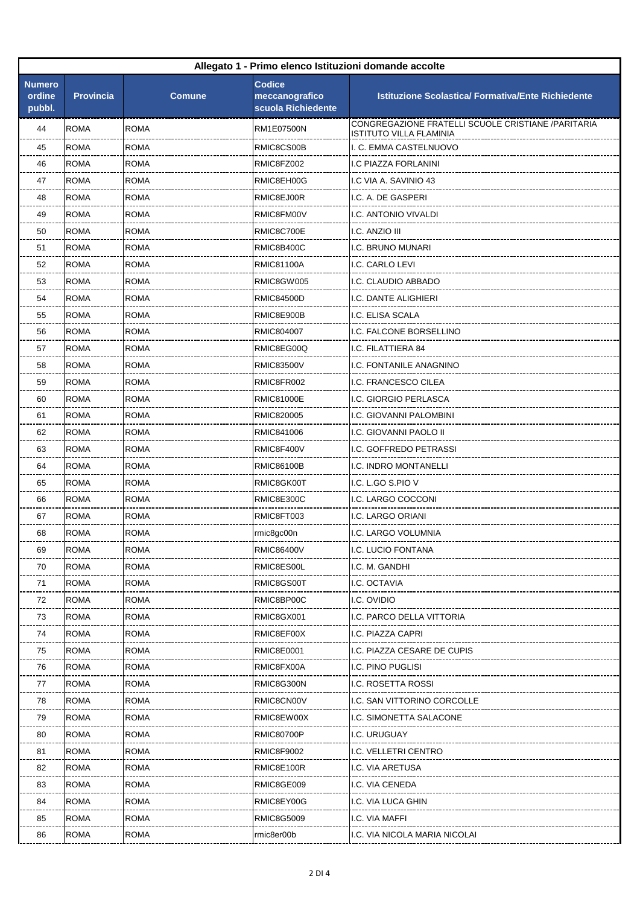| Allegato 1 - Primo elenco Istituzioni domande accolte | | | | |
|---|---|---|---|---|
| **Numero ordine pubbl.** | **Provincia** | **Comune** | **Codice meccanografico scuola Richiedente** | **Istituzione Scolastica/ Formativa/Ente Richiedente** |
| 44 | ROMA | ROMA | RM1E07500N | CONGREGAZIONE FRATELLI SCUOLE CRISTIANE /PARITARIA ISTITUTO VILLA FLAMINIA |
| 45 | ROMA | ROMA | RMIC8CS00B | I. C. EMMA CASTELNUOVO |
| 46 | ROMA | ROMA | RMIC8FZ002 | I.C PIAZZA FORLANINI |
| 47 | ROMA | ROMA | RMIC8EH00G | I.C VIA A. SAVINIO 43 |
| 48 | ROMA | ROMA | RMIC8EJ00R | I.C. A. DE GASPERI |
| 49 | ROMA | ROMA | RMIC8FM00V | I.C. ANTONIO VIVALDI |
| 50 | ROMA | ROMA | RMIC8C700E | I.C. ANZIO III |
| 51 | ROMA | ROMA | RMIC8B400C | I.C. BRUNO MUNARI |
| 52 | ROMA | ROMA | RMIC81100A | I.C. CARLO LEVI |
| 53 | ROMA | ROMA | RMIC8GW005 | I.C. CLAUDIO ABBADO |
| 54 | ROMA | ROMA | RMIC84500D | I.C. DANTE ALIGHIERI |
| 55 | ROMA | ROMA | RMIC8E900B | I.C. ELISA SCALA |
| 56 | ROMA | ROMA | RMIC804007 | I.C. FALCONE BORSELLINO |
| 57 | ROMA | ROMA | RMIC8EG00Q | I.C. FILATTIERA 84 |
| 58 | ROMA | ROMA | RMIC83500V | I.C. FONTANILE ANAGNINO |
| 59 | ROMA | ROMA | RMIC8FR002 | I.C. FRANCESCO CILEA |
| 60 | ROMA | ROMA | RMIC81000E | I.C. GIORGIO PERLASCA |
| 61 | ROMA | ROMA | RMIC820005 | I.C. GIOVANNI PALOMBINI |
| 62 | ROMA | ROMA | RMIC841006 | I.C. GIOVANNI PAOLO II |
| 63 | ROMA | ROMA | RMIC8F400V | I.C. GOFFREDO PETRASSI |
| 64 | ROMA | ROMA | RMIC86100B | I.C. INDRO MONTANELLI |
| 65 | ROMA | ROMA | RMIC8GK00T | I.C. L.GO S.PIO V |
| 66 | ROMA | ROMA | RMIC8E300C | I.C. LARGO COCCONI |
| 67 | ROMA | ROMA | RMIC8FT003 | I.C. LARGO ORIANI |
| 68 | ROMA | ROMA | rmic8gc00n | I.C. LARGO VOLUMNIA |
| 69 | ROMA | ROMA | RMIC86400V | I.C. LUCIO FONTANA |
| 70 | ROMA | ROMA | RMIC8ES00L | I.C. M. GANDHI |
| 71 | ROMA | ROMA | RMIC8GS00T | I.C. OCTAVIA |
| 72 | ROMA | ROMA | RMIC8BP00C | I.C. OVIDIO |
| 73 | ROMA | ROMA | RMIC8GX001 | I.C. PARCO DELLA VITTORIA |
| 74 | ROMA | ROMA | RMIC8EF00X | I.C. PIAZZA CAPRI |
| 75 | ROMA | ROMA | RMIC8E0001 | I.C. PIAZZA CESARE DE CUPIS |
| 76 | ROMA | ROMA | RMIC8FX00A | I.C. PINO PUGLISI |
| 77 | ROMA | ROMA | RMIC8G300N | I.C. ROSETTA ROSSI |
| 78 | ROMA | ROMA | RMIC8CN00V | I.C. SAN VITTORINO CORCOLLE |
| 79 | ROMA | ROMA | RMIC8EW00X | I.C. SIMONETTA SALACONE |
| 80 | ROMA | ROMA | RMIC80700P | I.C. URUGUAY |
| 81 | ROMA | ROMA | RMIC8F9002 | I.C. VELLETRI CENTRO |
| 82 | ROMA | ROMA | RMIC8E100R | I.C. VIA ARETUSA |
| 83 | ROMA | ROMA | RMIC8GE009 | I.C. VIA CENEDA |
| 84 | ROMA | ROMA | RMIC8EY00G | I.C. VIA LUCA GHIN |
| 85 | ROMA | ROMA | RMIC8G5009 | I.C. VIA MAFFI |
| 86 | ROMA | ROMA | rmic8er00b | I.C. VIA NICOLA MARIA NICOLAI |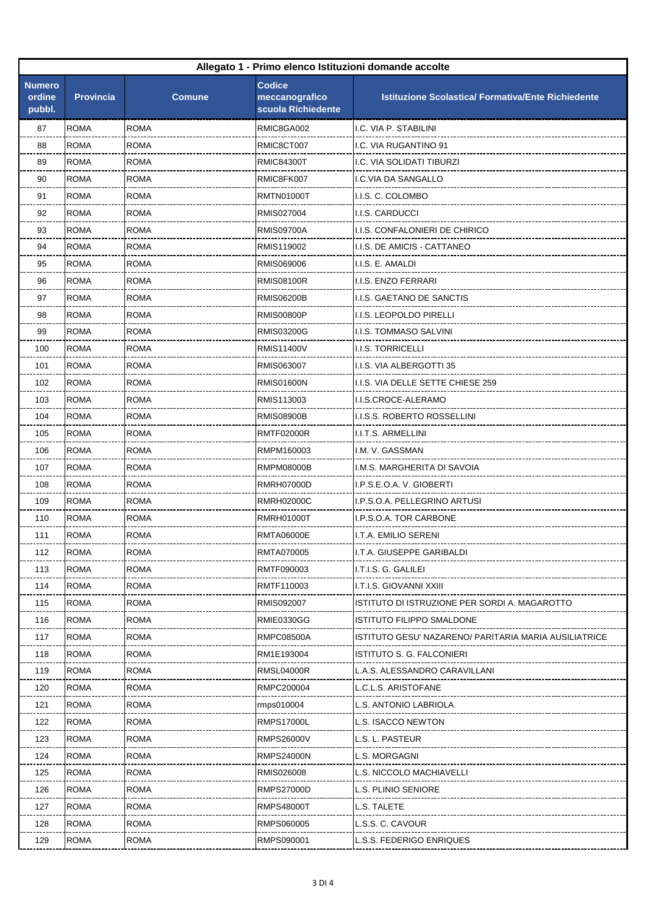| Allegato 1 - Primo elenco Istituzioni domande accolte | | | | |
|---|---|---|---|---|
| **Numero ordine pubbl.** | **Provincia** | **Comune** | **Codice meccanografico scuola Richiedente** | **Istituzione Scolastica/ Formativa/Ente Richiedente** |
| 87 | ROMA | ROMA | RMIC8GA002 | I.C. VIA P. STABILINI |
| 88 | ROMA | ROMA | RMIC8CT007 | I.C. VIA RUGANTINO 91 |
| 89 | ROMA | ROMA | RMIC84300T | I.C. VIA SOLIDATI TIBURZI |
| 90 | ROMA | ROMA | RMIC8FK007 | I.C.VIA DA SANGALLO |
| 91 | ROMA | ROMA | RMTN01000T | I.I.S. C. COLOMBO |
| 92 | ROMA | ROMA | RMIS027004 | I.I.S. CARDUCCI |
| 93 | ROMA | ROMA | RMIS09700A | I.I.S. CONFALONIERI DE CHIRICO |
| 94 | ROMA | ROMA | RMIS119002 | I.I.S. DE AMICIS - CATTANEO |
| 95 | ROMA | ROMA | RMIS069006 | I.I.S. E. AMALDI |
| 96 | ROMA | ROMA | RMIS08100R | I.I.S. ENZO FERRARI |
| 97 | ROMA | ROMA | RMIS06200B | I.I.S. GAETANO DE SANCTIS |
| 98 | ROMA | ROMA | RMIS00800P | I.I.S. LEOPOLDO PIRELLI |
| 99 | ROMA | ROMA | RMIS03200G | I.I.S. TOMMASO SALVINI |
| 100 | ROMA | ROMA | RMIS11400V | I.I.S. TORRICELLI |
| 101 | ROMA | ROMA | RMIS063007 | I.I.S. VIA ALBERGOTTI 35 |
| 102 | ROMA | ROMA | RMIS01600N | I.I.S. VIA DELLE SETTE CHIESE 259 |
| 103 | ROMA | ROMA | RMIS113003 | I.I.S.CROCE-ALERAMO |
| 104 | ROMA | ROMA | RMIS08900B | I.I.S.S. ROBERTO ROSSELLINI |
| 105 | ROMA | ROMA | RMTF02000R | I.I.T.S. ARMELLINI |
| 106 | ROMA | ROMA | RMPM160003 | I.M. V. GASSMAN |
| 107 | ROMA | ROMA | RMPM08000B | I.M.S. MARGHERITA DI SAVOIA |
| 108 | ROMA | ROMA | RMRH07000D | I.P.S.E.O.A. V. GIOBERTI |
| 109 | ROMA | ROMA | RMRH02000C | I.P.S.O.A. PELLEGRINO ARTUSI |
| 110 | ROMA | ROMA | RMRH01000T | I.P.S.O.A. TOR CARBONE |
| 111 | ROMA | ROMA | RMTA06000E | I.T.A. EMILIO SERENI |
| 112 | ROMA | ROMA | RMTA070005 | I.T.A. GIUSEPPE GARIBALDI |
| 113 | ROMA | ROMA | RMTF090003 | I.T.I.S. G. GALILEI |
| 114 | ROMA | ROMA | RMTF110003 | I.T.I.S. GIOVANNI XXIII |
| 115 | ROMA | ROMA | RMIS092007 | ISTITUTO DI ISTRUZIONE PER SORDI A. MAGAROTTO |
| 116 | ROMA | ROMA | RMIE0330GG | ISTITUTO FILIPPO SMALDONE |
| 117 | ROMA | ROMA | RMPC08500A | ISTITUTO GESU' NAZARENO/ PARITARIA MARIA AUSILIATRICE |
| 118 | ROMA | ROMA | RM1E193004 | ISTITUTO S. G. FALCONIERI |
| 119 | ROMA | ROMA | RMSL04000R | L.A.S. ALESSANDRO CARAVILLANI |
| 120 | ROMA | ROMA | RMPC200004 | L.C.L.S. ARISTOFANE |
| 121 | ROMA | ROMA | rmps010004 | L.S. ANTONIO LABRIOLA |
| 122 | ROMA | ROMA | RMPS17000L | L.S. ISACCO NEWTON |
| 123 | ROMA | ROMA | RMPS26000V | L.S. L. PASTEUR |
| 124 | ROMA | ROMA | RMPS24000N | L.S. MORGAGNI |
| 125 | ROMA | ROMA | RMIS026008 | L.S. NICCOLO MACHIAVELLI |
| 126 | ROMA | ROMA | RMPS27000D | L.S. PLINIO SENIORE |
| 127 | ROMA | ROMA | RMPS48000T | L.S. TALETE |
| 128 | ROMA | ROMA | RMPS060005 | L.S.S. C. CAVOUR |
| 129 | ROMA | ROMA | RMPS090001 | L.S.S. FEDERIGO ENRIQUES |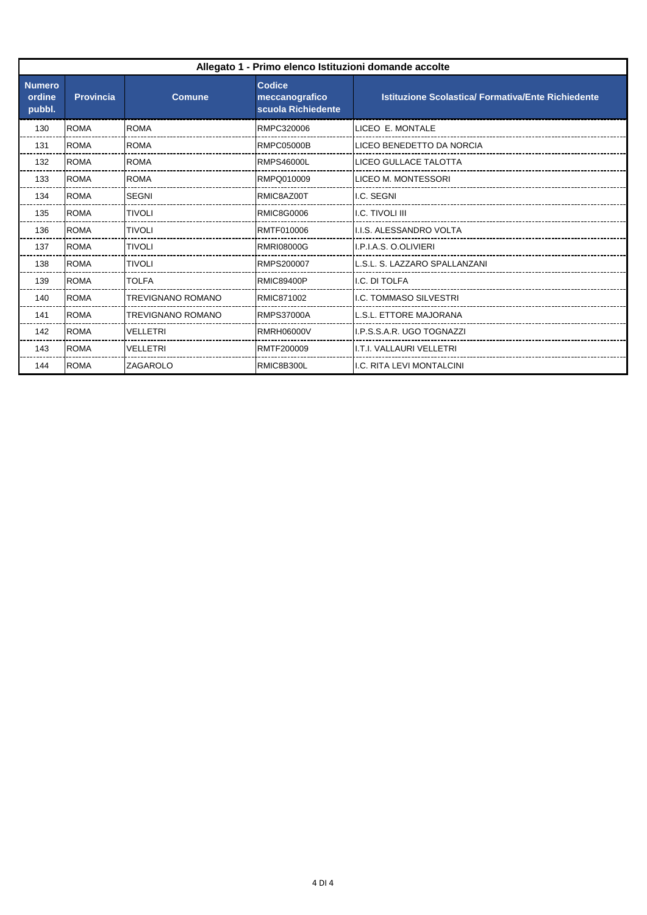| Allegato 1 - Primo elenco Istituzioni domande accolte | | | | |
|---|---|---|---|---|
| **Numero ordine pubbl.** | **Provincia** | **Comune** | **Codice meccanografico scuola Richiedente** | **Istituzione Scolastica/ Formativa/Ente Richiedente** |
| 130 | ROMA | ROMA | RMPC320006 | LICEO E. MONTALE |
| 131 | ROMA | ROMA | RMPC05000B | LICEO BENEDETTO DA NORCIA |
| 132 | ROMA | ROMA | RMPS46000L | LICEO GULLACE TALOTTA |
| 133 | ROMA | ROMA | RMPQ010009 | LICEO M. MONTESSORI |
| 134 | ROMA | SEGNI | RMIC8AZ00T | I.C. SEGNI |
| 135 | ROMA | TIVOLI | RMIC8G0006 | I.C. TIVOLI III |
| 136 | ROMA | TIVOLI | RMTF010006 | I.I.S. ALESSANDRO VOLTA |
| 137 | ROMA | TIVOLI | RMRI08000G | I.P.I.A.S. O.OLIVIERI |
| 138 | ROMA | TIVOLI | RMPS200007 | L.S.L. S. LAZZARO SPALLANZANI |
| 139 | ROMA | TOLFA | RMIC89400P | I.C. DI TOLFA |
| 140 | ROMA | TREVIGNANO ROMANO | RMIC871002 | I.C. TOMMASO SILVESTRI |
| 141 | ROMA | TREVIGNANO ROMANO | RMPS37000A | L.S.L. ETTORE MAJORANA |
| 142 | ROMA | VELLETRI | RMRH06000V | I.P.S.S.A.R. UGO TOGNAZZI |
| 143 | ROMA | VELLETRI | RMTF200009 | I.T.I. VALLAURI VELLETRI |
| 144 | ROMA | ZAGAROLO | RMIC8B300L | I.C. RITA LEVI MONTALCINI |